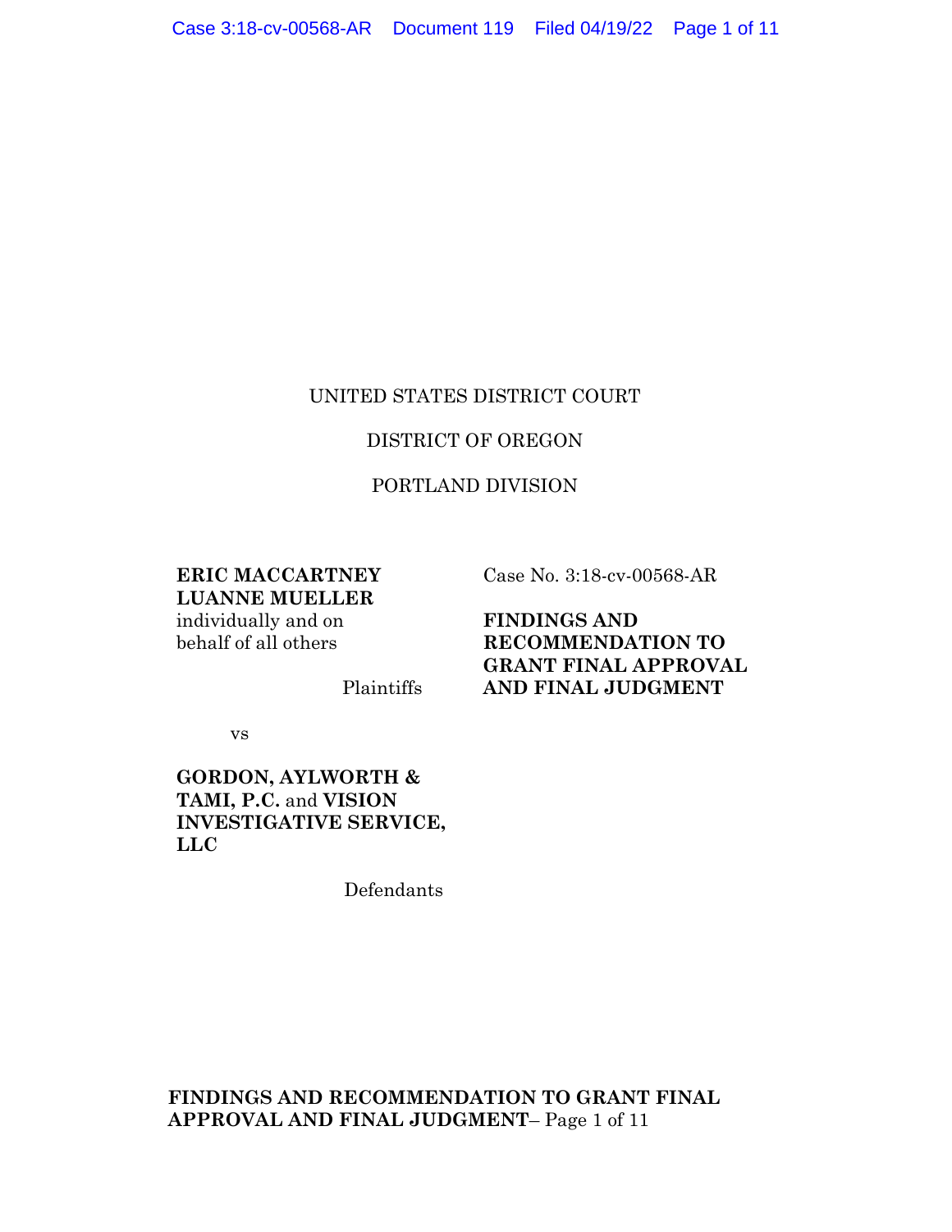UNITED STATES DISTRICT COURT

DISTRICT OF OREGON

PORTLAND DIVISION

**ERIC MACCARTNEY**
**LUANNE MUELLER**
individually and on behalf of all others

Plaintiffs

vs

**GORDON, AYLWORTH & TAMI, P.C.** and **VISION INVESTIGATIVE SERVICE, LLC**

Defendants

Case No. 3:18-cv-00568-AR

**FINDINGS AND RECOMMENDATION TO GRANT FINAL APPROVAL AND FINAL JUDGMENT**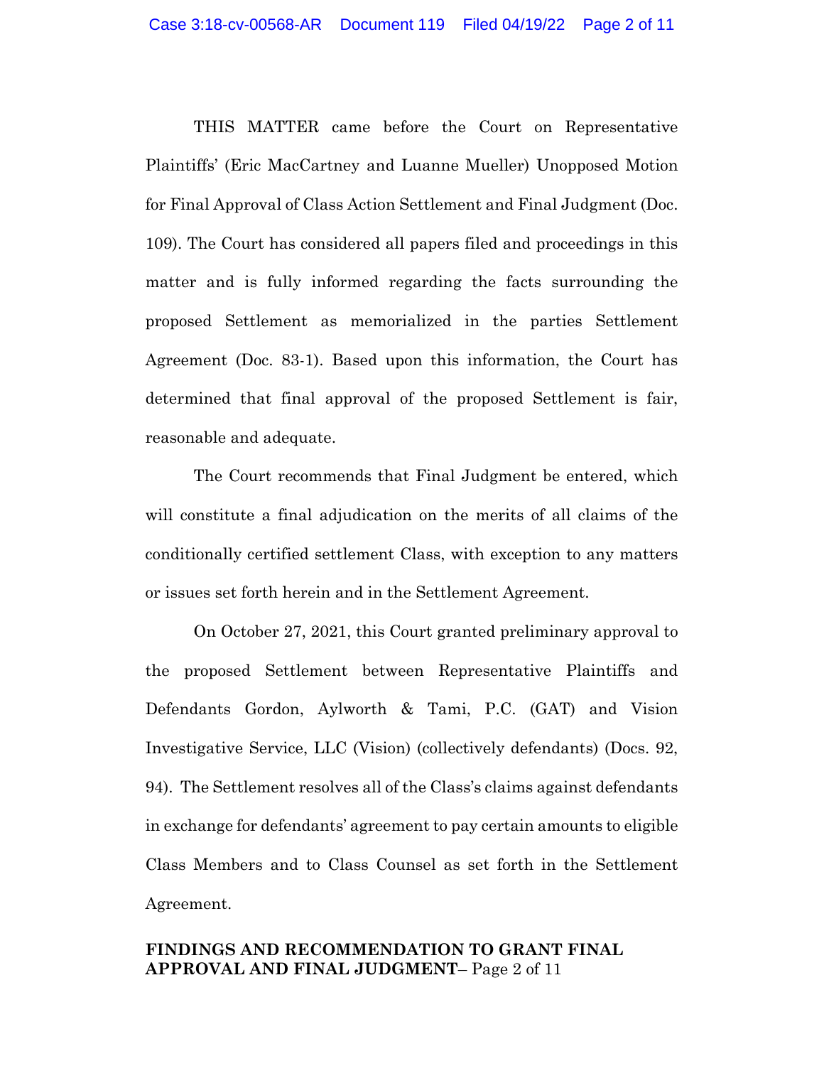THIS MATTER came before the Court on Representative Plaintiffs' (Eric MacCartney and Luanne Mueller) Unopposed Motion for Final Approval of Class Action Settlement and Final Judgment (Doc. 109). The Court has considered all papers filed and proceedings in this matter and is fully informed regarding the facts surrounding the proposed Settlement as memorialized in the parties Settlement Agreement (Doc. 83-1). Based upon this information, the Court has determined that final approval of the proposed Settlement is fair, reasonable and adequate.

The Court recommends that Final Judgment be entered, which will constitute a final adjudication on the merits of all claims of the conditionally certified settlement Class, with exception to any matters or issues set forth herein and in the Settlement Agreement.

On October 27, 2021, this Court granted preliminary approval to the proposed Settlement between Representative Plaintiffs and Defendants Gordon, Aylworth & Tami, P.C. (GAT) and Vision Investigative Service, LLC (Vision) (collectively defendants) (Docs. 92, 94). The Settlement resolves all of the Class's claims against defendants in exchange for defendants' agreement to pay certain amounts to eligible Class Members and to Class Counsel as set forth in the Settlement Agreement.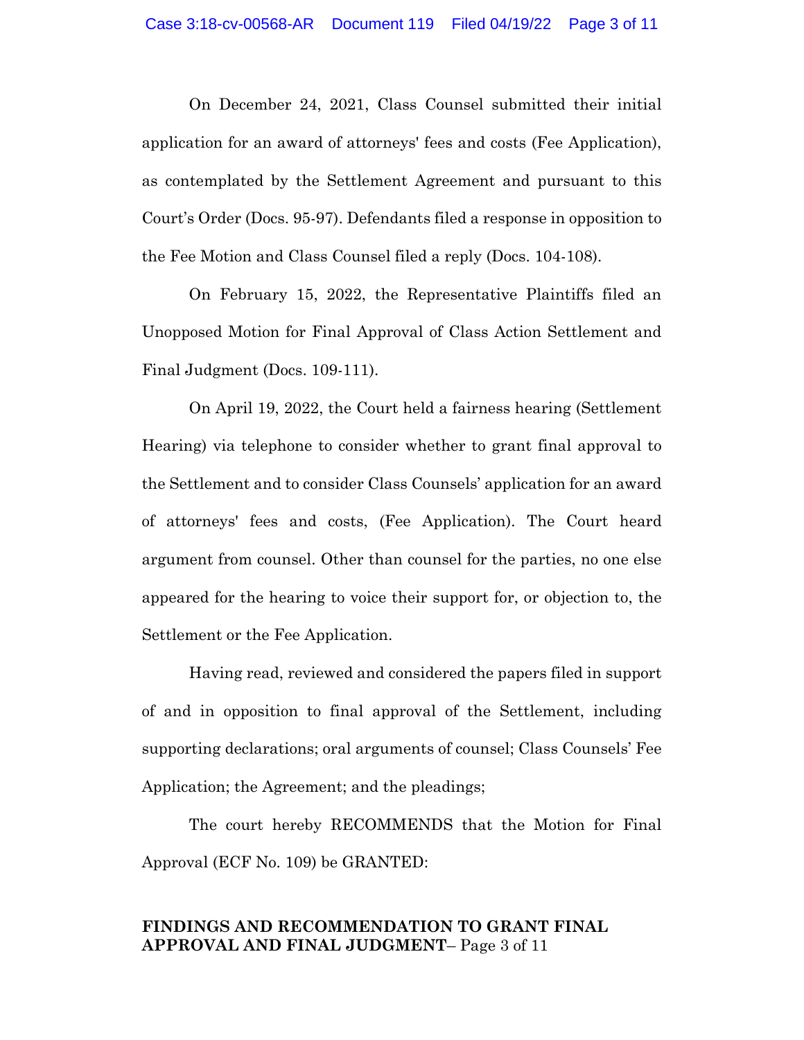On December 24, 2021, Class Counsel submitted their initial application for an award of attorneys' fees and costs (Fee Application), as contemplated by the Settlement Agreement and pursuant to this Court's Order (Docs. 95-97). Defendants filed a response in opposition to the Fee Motion and Class Counsel filed a reply (Docs. 104-108).

On February 15, 2022, the Representative Plaintiffs filed an Unopposed Motion for Final Approval of Class Action Settlement and Final Judgment (Docs. 109-111).

On April 19, 2022, the Court held a fairness hearing (Settlement Hearing) via telephone to consider whether to grant final approval to the Settlement and to consider Class Counsels' application for an award of attorneys' fees and costs, (Fee Application). The Court heard argument from counsel. Other than counsel for the parties, no one else appeared for the hearing to voice their support for, or objection to, the Settlement or the Fee Application.

Having read, reviewed and considered the papers filed in support of and in opposition to final approval of the Settlement, including supporting declarations; oral arguments of counsel; Class Counsels' Fee Application; the Agreement; and the pleadings;

The court hereby RECOMMENDS that the Motion for Final Approval (ECF No. 109) be GRANTED: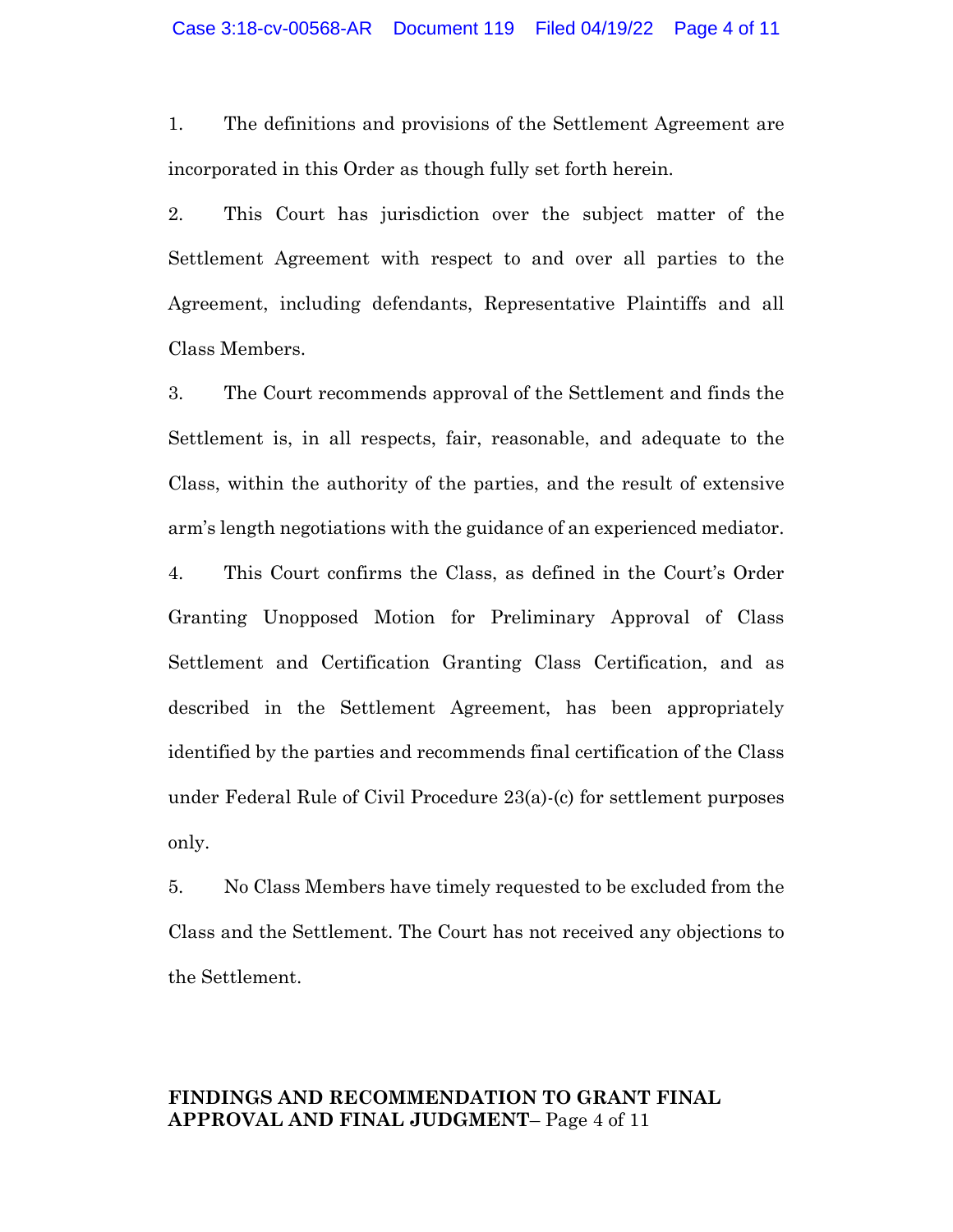1. The definitions and provisions of the Settlement Agreement are incorporated in this Order as though fully set forth herein.

2. This Court has jurisdiction over the subject matter of the Settlement Agreement with respect to and over all parties to the Agreement, including defendants, Representative Plaintiffs and all Class Members.

3. The Court recommends approval of the Settlement and finds the Settlement is, in all respects, fair, reasonable, and adequate to the Class, within the authority of the parties, and the result of extensive arm's length negotiations with the guidance of an experienced mediator.

4. This Court confirms the Class, as defined in the Court's Order Granting Unopposed Motion for Preliminary Approval of Class Settlement and Certification Granting Class Certification, and as described in the Settlement Agreement, has been appropriately identified by the parties and recommends final certification of the Class under Federal Rule of Civil Procedure 23(a)-(c) for settlement purposes only.

5. No Class Members have timely requested to be excluded from the Class and the Settlement. The Court has not received any objections to the Settlement.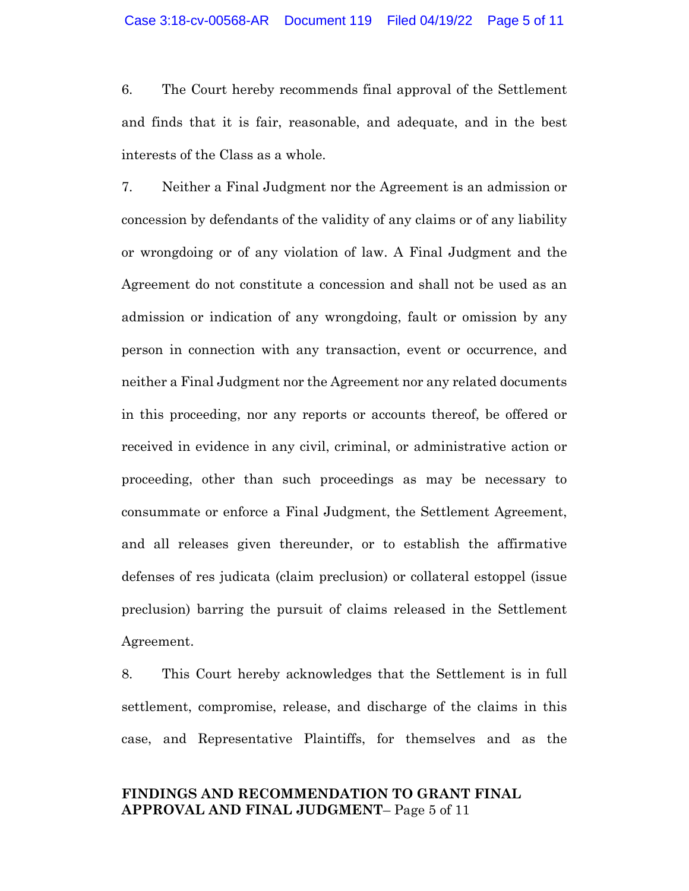6. The Court hereby recommends final approval of the Settlement and finds that it is fair, reasonable, and adequate, and in the best interests of the Class as a whole.

7. Neither a Final Judgment nor the Agreement is an admission or concession by defendants of the validity of any claims or of any liability or wrongdoing or of any violation of law. A Final Judgment and the Agreement do not constitute a concession and shall not be used as an admission or indication of any wrongdoing, fault or omission by any person in connection with any transaction, event or occurrence, and neither a Final Judgment nor the Agreement nor any related documents in this proceeding, nor any reports or accounts thereof, be offered or received in evidence in any civil, criminal, or administrative action or proceeding, other than such proceedings as may be necessary to consummate or enforce a Final Judgment, the Settlement Agreement, and all releases given thereunder, or to establish the affirmative defenses of res judicata (claim preclusion) or collateral estoppel (issue preclusion) barring the pursuit of claims released in the Settlement Agreement.

8. This Court hereby acknowledges that the Settlement is in full settlement, compromise, release, and discharge of the claims in this case, and Representative Plaintiffs, for themselves and as the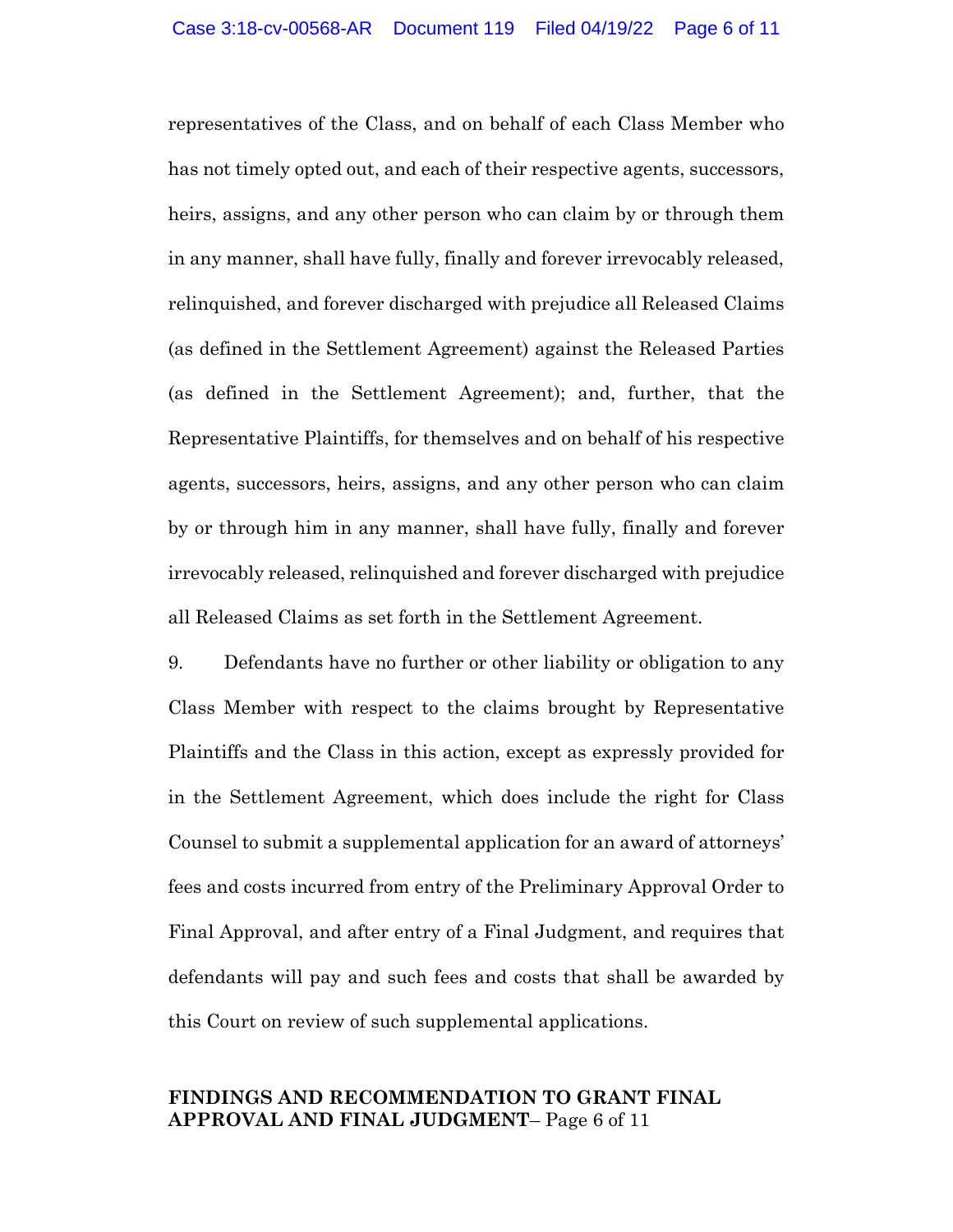representatives of the Class, and on behalf of each Class Member who has not timely opted out, and each of their respective agents, successors, heirs, assigns, and any other person who can claim by or through them in any manner, shall have fully, finally and forever irrevocably released, relinquished, and forever discharged with prejudice all Released Claims (as defined in the Settlement Agreement) against the Released Parties (as defined in the Settlement Agreement); and, further, that the Representative Plaintiffs, for themselves and on behalf of his respective agents, successors, heirs, assigns, and any other person who can claim by or through him in any manner, shall have fully, finally and forever irrevocably released, relinquished and forever discharged with prejudice all Released Claims as set forth in the Settlement Agreement.

9. Defendants have no further or other liability or obligation to any Class Member with respect to the claims brought by Representative Plaintiffs and the Class in this action, except as expressly provided for in the Settlement Agreement, which does include the right for Class Counsel to submit a supplemental application for an award of attorneys' fees and costs incurred from entry of the Preliminary Approval Order to Final Approval, and after entry of a Final Judgment, and requires that defendants will pay and such fees and costs that shall be awarded by this Court on review of such supplemental applications.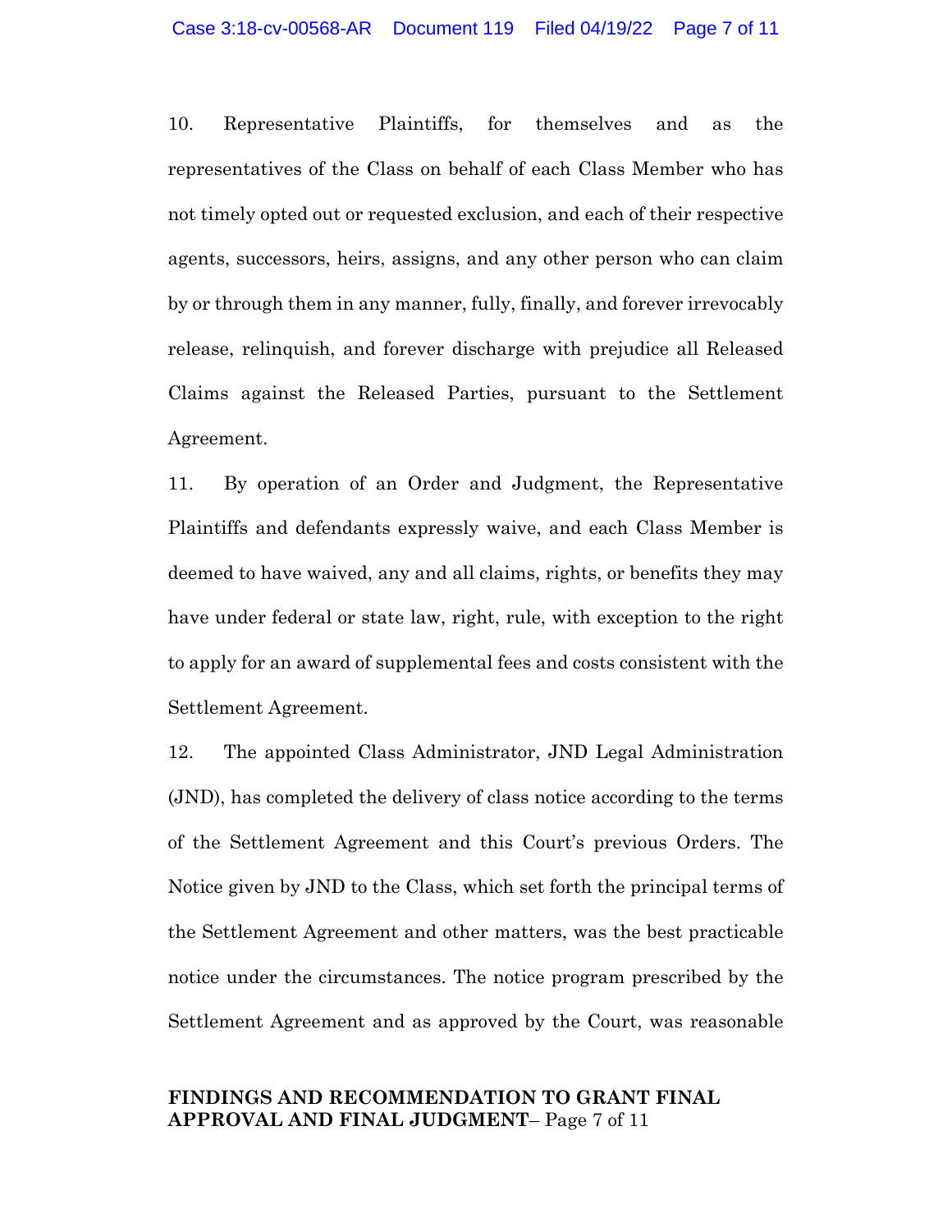10. Representative Plaintiffs, for themselves and as the representatives of the Class on behalf of each Class Member who has not timely opted out or requested exclusion, and each of their respective agents, successors, heirs, assigns, and any other person who can claim by or through them in any manner, fully, finally, and forever irrevocably release, relinquish, and forever discharge with prejudice all Released Claims against the Released Parties, pursuant to the Settlement Agreement.

11. By operation of an Order and Judgment, the Representative Plaintiffs and defendants expressly waive, and each Class Member is deemed to have waived, any and all claims, rights, or benefits they may have under federal or state law, right, rule, with exception to the right to apply for an award of supplemental fees and costs consistent with the Settlement Agreement.

12. The appointed Class Administrator, JND Legal Administration (JND), has completed the delivery of class notice according to the terms of the Settlement Agreement and this Court's previous Orders. The Notice given by JND to the Class, which set forth the principal terms of the Settlement Agreement and other matters, was the best practicable notice under the circumstances. The notice program prescribed by the Settlement Agreement and as approved by the Court, was reasonable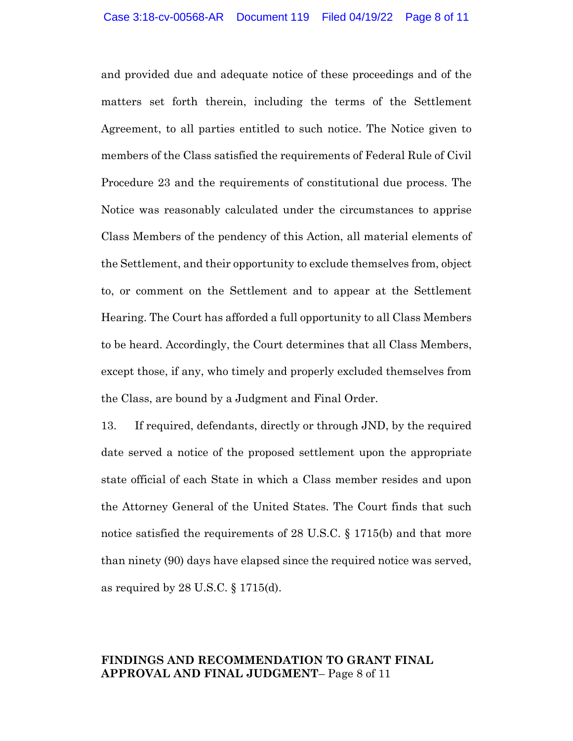and provided due and adequate notice of these proceedings and of the matters set forth therein, including the terms of the Settlement Agreement, to all parties entitled to such notice. The Notice given to members of the Class satisfied the requirements of Federal Rule of Civil Procedure 23 and the requirements of constitutional due process. The Notice was reasonably calculated under the circumstances to apprise Class Members of the pendency of this Action, all material elements of the Settlement, and their opportunity to exclude themselves from, object to, or comment on the Settlement and to appear at the Settlement Hearing. The Court has afforded a full opportunity to all Class Members to be heard. Accordingly, the Court determines that all Class Members, except those, if any, who timely and properly excluded themselves from the Class, are bound by a Judgment and Final Order.

13. If required, defendants, directly or through JND, by the required date served a notice of the proposed settlement upon the appropriate state official of each State in which a Class member resides and upon the Attorney General of the United States. The Court finds that such notice satisfied the requirements of 28 U.S.C. § 1715(b) and that more than ninety (90) days have elapsed since the required notice was served, as required by 28 U.S.C. § 1715(d).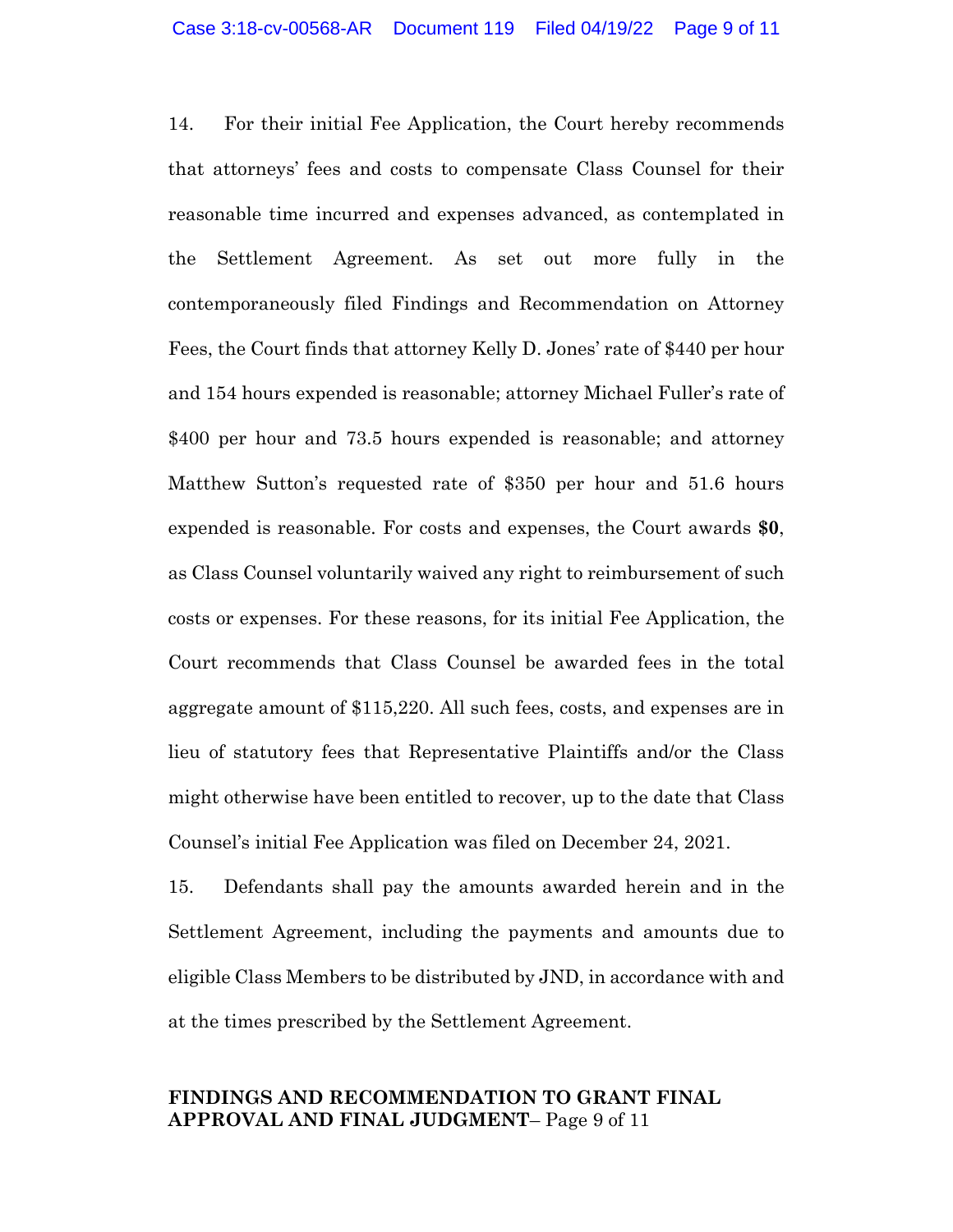14. For their initial Fee Application, the Court hereby recommends that attorneys' fees and costs to compensate Class Counsel for their reasonable time incurred and expenses advanced, as contemplated in the Settlement Agreement. As set out more fully in the contemporaneously filed Findings and Recommendation on Attorney Fees, the Court finds that attorney Kelly D. Jones' rate of $440 per hour and 154 hours expended is reasonable; attorney Michael Fuller's rate of $400 per hour and 73.5 hours expended is reasonable; and attorney Matthew Sutton's requested rate of $350 per hour and 51.6 hours expended is reasonable. For costs and expenses, the Court awards **$0**, as Class Counsel voluntarily waived any right to reimbursement of such costs or expenses. For these reasons, for its initial Fee Application, the Court recommends that Class Counsel be awarded fees in the total aggregate amount of $115,220. All such fees, costs, and expenses are in lieu of statutory fees that Representative Plaintiffs and/or the Class might otherwise have been entitled to recover, up to the date that Class Counsel's initial Fee Application was filed on December 24, 2021.

15. Defendants shall pay the amounts awarded herein and in the Settlement Agreement, including the payments and amounts due to eligible Class Members to be distributed by JND, in accordance with and at the times prescribed by the Settlement Agreement.

**FINDINGS AND RECOMMENDATION TO GRANT FINAL APPROVAL AND FINAL JUDGMENT**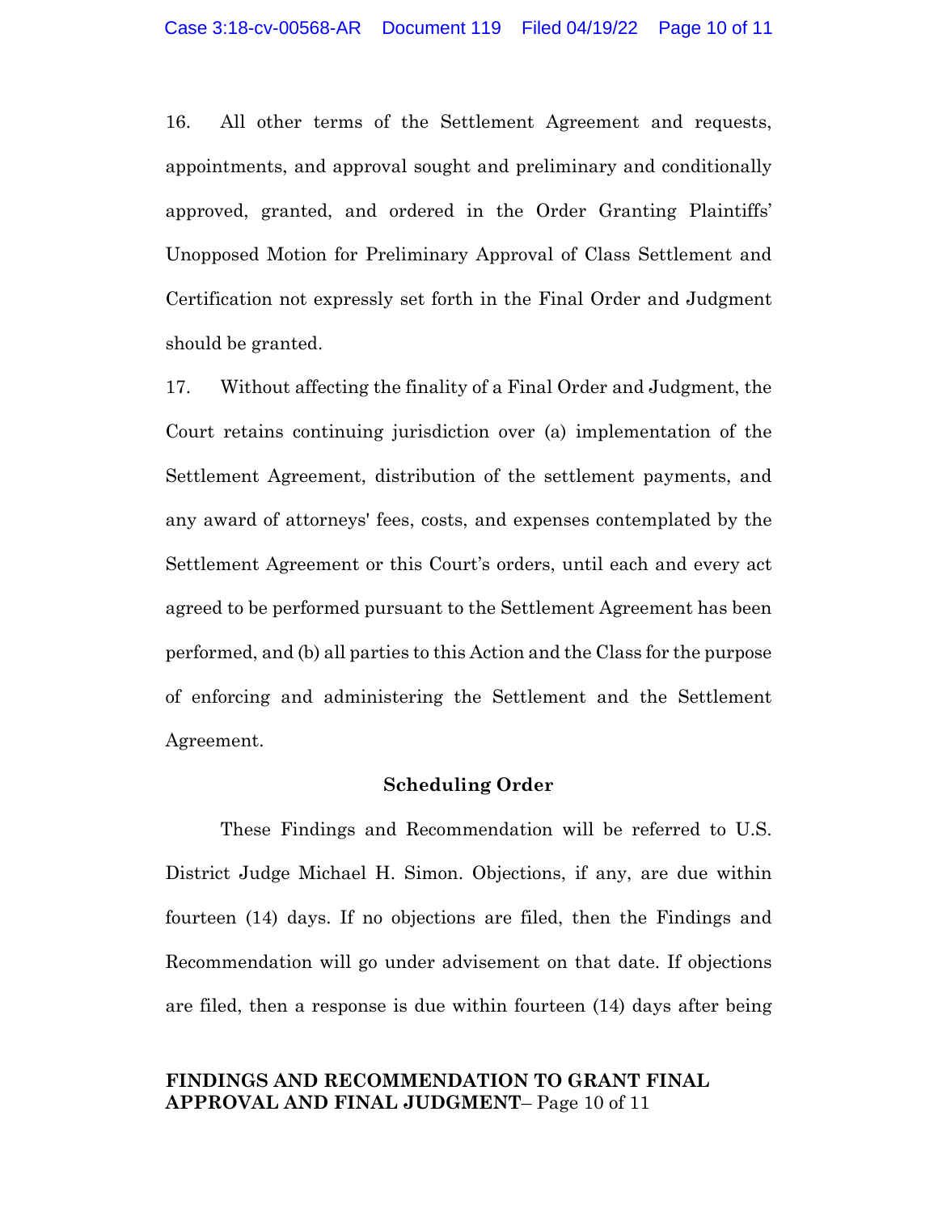16. All other terms of the Settlement Agreement and requests, appointments, and approval sought and preliminary and conditionally approved, granted, and ordered in the Order Granting Plaintiffs' Unopposed Motion for Preliminary Approval of Class Settlement and Certification not expressly set forth in the Final Order and Judgment should be granted.

17. Without affecting the finality of a Final Order and Judgment, the Court retains continuing jurisdiction over (a) implementation of the Settlement Agreement, distribution of the settlement payments, and any award of attorneys' fees, costs, and expenses contemplated by the Settlement Agreement or this Court's orders, until each and every act agreed to be performed pursuant to the Settlement Agreement has been performed, and (b) all parties to this Action and the Class for the purpose of enforcing and administering the Settlement and the Settlement Agreement.

**Scheduling Order**

These Findings and Recommendation will be referred to U.S. District Judge Michael H. Simon. Objections, if any, are due within fourteen (14) days. If no objections are filed, then the Findings and Recommendation will go under advisement on that date. If objections are filed, then a response is due within fourteen (14) days after being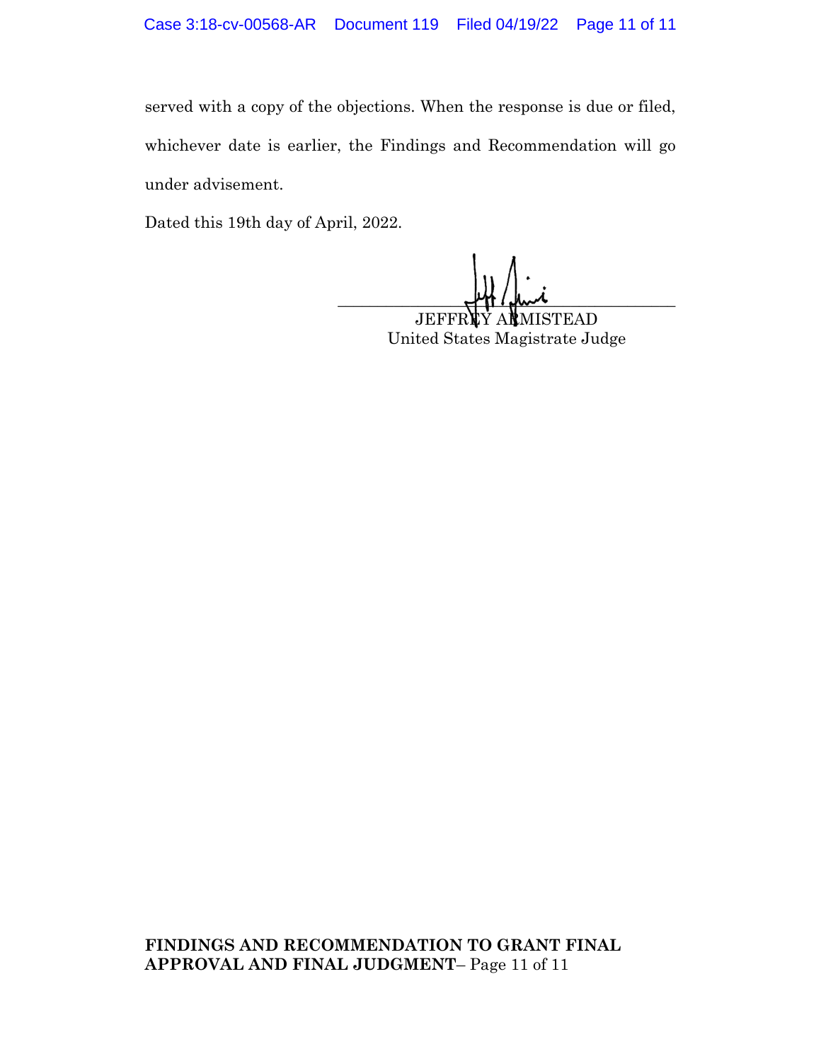served with a copy of the objections. When the response is due or filed, whichever date is earlier, the Findings and Recommendation will go under advisement.

Dated this 19th day of April, 2022.

JEFFREY ARMISTEAD
United States Magistrate Judge